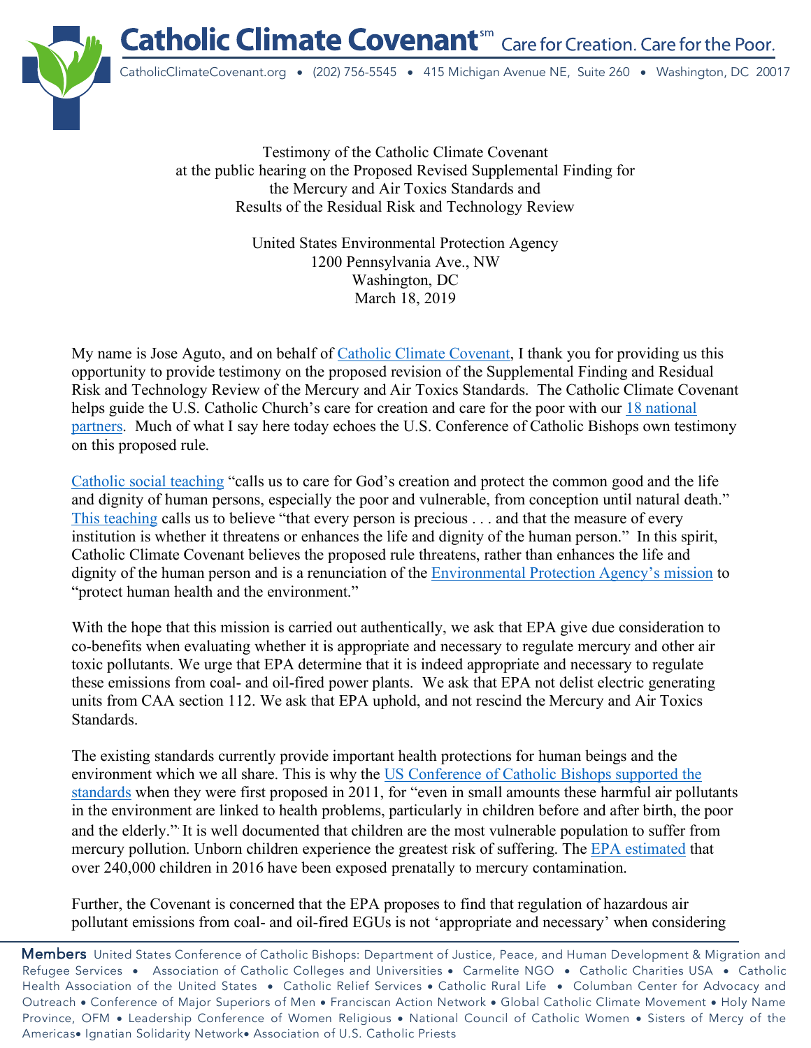# Catholic Climate Covenant[sm] Care for Creation. Care for the Poor.

CatholicClimateCovenant.org • (202) 756-5545 • 415 Michigan Avenue NE, Suite 260 • Washington, DC 20017

Testimony of the Catholic Climate Covenant
at the public hearing on the Proposed Revised Supplemental Finding for
the Mercury and Air Toxics Standards and
Results of the Residual Risk and Technology Review

United States Environmental Protection Agency
1200 Pennsylvania Ave., NW
Washington, DC
March 18, 2019

My name is Jose Aguto, and on behalf of Catholic Climate Covenant, I thank you for providing us this opportunity to provide testimony on the proposed revision of the Supplemental Finding and Residual Risk and Technology Review of the Mercury and Air Toxics Standards. The Catholic Climate Covenant helps guide the U.S. Catholic Church's care for creation and care for the poor with our 18 national partners. Much of what I say here today echoes the U.S. Conference of Catholic Bishops own testimony on this proposed rule.

Catholic social teaching "calls us to care for God's creation and protect the common good and the life and dignity of human persons, especially the poor and vulnerable, from conception until natural death." This teaching calls us to believe "that every person is precious . . . and that the measure of every institution is whether it threatens or enhances the life and dignity of the human person." In this spirit, Catholic Climate Covenant believes the proposed rule threatens, rather than enhances the life and dignity of the human person and is a renunciation of the Environmental Protection Agency's mission to "protect human health and the environment."

With the hope that this mission is carried out authentically, we ask that EPA give due consideration to co-benefits when evaluating whether it is appropriate and necessary to regulate mercury and other air toxic pollutants. We urge that EPA determine that it is indeed appropriate and necessary to regulate these emissions from coal- and oil-fired power plants. We ask that EPA not delist electric generating units from CAA section 112. We ask that EPA uphold, and not rescind the Mercury and Air Toxics Standards.

The existing standards currently provide important health protections for human beings and the environment which we all share. This is why the US Conference of Catholic Bishops supported the standards when they were first proposed in 2011, for "even in small amounts these harmful air pollutants in the environment are linked to health problems, particularly in children before and after birth, the poor and the elderly." It is well documented that children are the most vulnerable population to suffer from mercury pollution. Unborn children experience the greatest risk of suffering. The EPA estimated that over 240,000 children in 2016 have been exposed prenatally to mercury contamination.

Further, the Covenant is concerned that the EPA proposes to find that regulation of hazardous air pollutant emissions from coal- and oil-fired EGUs is not 'appropriate and necessary' when considering

**Members** United States Conference of Catholic Bishops: Department of Justice, Peace, and Human Development & Migration and Refugee Services • Association of Catholic Colleges and Universities • Carmelite NGO • Catholic Charities USA • Catholic Health Association of the United States • Catholic Relief Services • Catholic Rural Life • Columban Center for Advocacy and Outreach • Conference of Major Superiors of Men • Franciscan Action Network • Global Catholic Climate Movement • Holy Name Province, OFM • Leadership Conference of Women Religious • National Council of Catholic Women • Sisters of Mercy of the Americas • Ignatian Solidarity Network • Association of U.S. Catholic Priests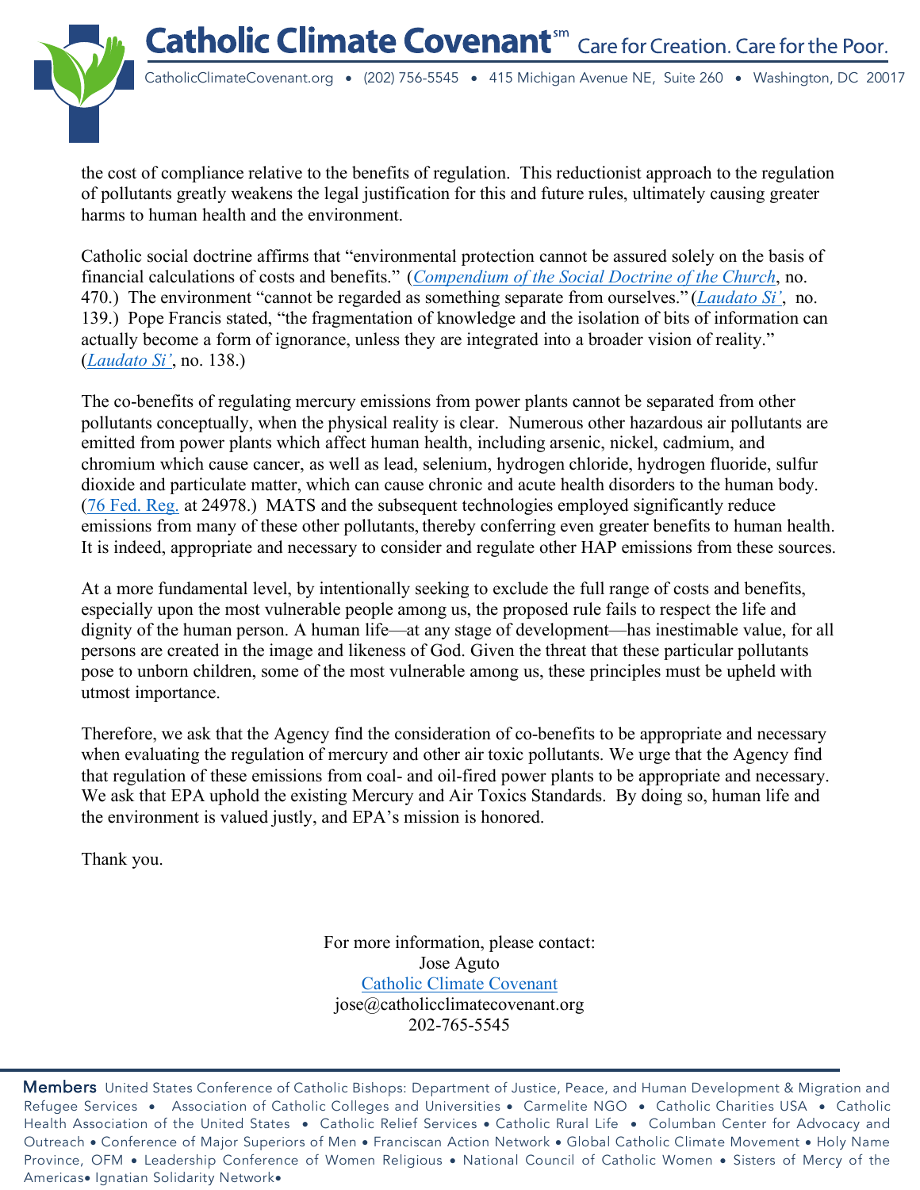the cost of compliance relative to the benefits of regulation. This reductionist approach to the regulation of pollutants greatly weakens the legal justification for this and future rules, ultimately causing greater harms to human health and the environment.

Catholic social doctrine affirms that "environmental protection cannot be assured solely on the basis of financial calculations of costs and benefits." (*Compendium of the Social Doctrine of the Church*, no. 470.) The environment "cannot be regarded as something separate from ourselves." (*Laudato Si'*, no. 139.) Pope Francis stated, "the fragmentation of knowledge and the isolation of bits of information can actually become a form of ignorance, unless they are integrated into a broader vision of reality." (*Laudato Si'*, no. 138.)

The co-benefits of regulating mercury emissions from power plants cannot be separated from other pollutants conceptually, when the physical reality is clear. Numerous other hazardous air pollutants are emitted from power plants which affect human health, including arsenic, nickel, cadmium, and chromium which cause cancer, as well as lead, selenium, hydrogen chloride, hydrogen fluoride, sulfur dioxide and particulate matter, which can cause chronic and acute health disorders to the human body. (76 Fed. Reg. at 24978.) MATS and the subsequent technologies employed significantly reduce emissions from many of these other pollutants, thereby conferring even greater benefits to human health. It is indeed, appropriate and necessary to consider and regulate other HAP emissions from these sources.

At a more fundamental level, by intentionally seeking to exclude the full range of costs and benefits, especially upon the most vulnerable people among us, the proposed rule fails to respect the life and dignity of the human person. A human life—at any stage of development—has inestimable value, for all persons are created in the image and likeness of God. Given the threat that these particular pollutants pose to unborn children, some of the most vulnerable among us, these principles must be upheld with utmost importance.

Therefore, we ask that the Agency find the consideration of co-benefits to be appropriate and necessary when evaluating the regulation of mercury and other air toxic pollutants. We urge that the Agency find that regulation of these emissions from coal- and oil-fired power plants to be appropriate and necessary. We ask that EPA uphold the existing Mercury and Air Toxics Standards. By doing so, human life and the environment is valued justly, and EPA's mission is honored.

Thank you.

For more information, please contact:
Jose Aguto
Catholic Climate Covenant
jose@catholicclimatecovenant.org
202-765-5545

**Members** United States Conference of Catholic Bishops: Department of Justice, Peace, and Human Development & Migration and Refugee Services • Association of Catholic Colleges and Universities • Carmelite NGO • Catholic Charities USA • Catholic Health Association of the United States • Catholic Relief Services • Catholic Rural Life • Columban Center for Advocacy and Outreach • Conference of Major Superiors of Men • Franciscan Action Network • Global Catholic Climate Movement • Holy Name Province, OFM • Leadership Conference of Women Religious • National Council of Catholic Women • Sisters of Mercy of the Americas• Ignatian Solidarity Network•